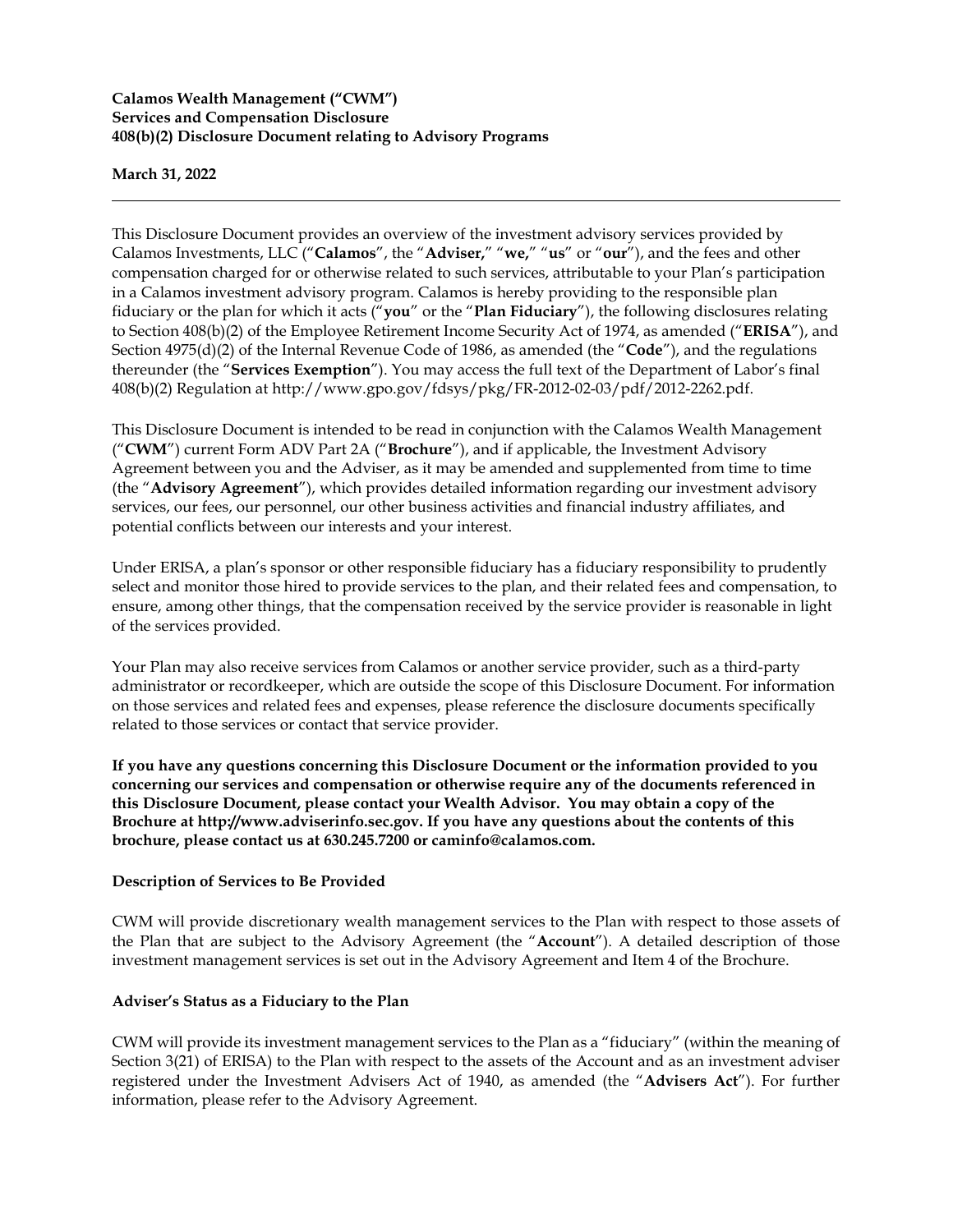**Calamos Wealth Management ("CWM")**
**Services and Compensation Disclosure**
**408(b)(2) Disclosure Document relating to Advisory Programs**

**March 31, 2022**

---

This Disclosure Document provides an overview of the investment advisory services provided by Calamos Investments, LLC ("**Calamos**", the "**Adviser,**" "**we,**" "**us**" or "**our**"), and the fees and other compensation charged for or otherwise related to such services, attributable to your Plan's participation in a Calamos investment advisory program. Calamos is hereby providing to the responsible plan fiduciary or the plan for which it acts ("**you**" or the "**Plan Fiduciary**"), the following disclosures relating to Section 408(b)(2) of the Employee Retirement Income Security Act of 1974, as amended ("**ERISA**"), and Section 4975(d)(2) of the Internal Revenue Code of 1986, as amended (the "**Code**"), and the regulations thereunder (the "**Services Exemption**"). You may access the full text of the Department of Labor's final 408(b)(2) Regulation at http://www.gpo.gov/fdsys/pkg/FR-2012-02-03/pdf/2012-2262.pdf.

This Disclosure Document is intended to be read in conjunction with the Calamos Wealth Management ("**CWM**") current Form ADV Part 2A ("**Brochure**"), and if applicable, the Investment Advisory Agreement between you and the Adviser, as it may be amended and supplemented from time to time (the "**Advisory Agreement**"), which provides detailed information regarding our investment advisory services, our fees, our personnel, our other business activities and financial industry affiliates, and potential conflicts between our interests and your interest.

Under ERISA, a plan's sponsor or other responsible fiduciary has a fiduciary responsibility to prudently select and monitor those hired to provide services to the plan, and their related fees and compensation, to ensure, among other things, that the compensation received by the service provider is reasonable in light of the services provided.

Your Plan may also receive services from Calamos or another service provider, such as a third-party administrator or recordkeeper, which are outside the scope of this Disclosure Document. For information on those services and related fees and expenses, please reference the disclosure documents specifically related to those services or contact that service provider.

**If you have any questions concerning this Disclosure Document or the information provided to you concerning our services and compensation or otherwise require any of the documents referenced in this Disclosure Document, please contact your Wealth Advisor. You may obtain a copy of the Brochure at http://www.adviserinfo.sec.gov. If you have any questions about the contents of this brochure, please contact us at 630.245.7200 or caminfo@calamos.com.**

**Description of Services to Be Provided**

CWM will provide discretionary wealth management services to the Plan with respect to those assets of the Plan that are subject to the Advisory Agreement (the "**Account**"). A detailed description of those investment management services is set out in the Advisory Agreement and Item 4 of the Brochure.

**Adviser's Status as a Fiduciary to the Plan**

CWM will provide its investment management services to the Plan as a "fiduciary" (within the meaning of Section 3(21) of ERISA) to the Plan with respect to the assets of the Account and as an investment adviser registered under the Investment Advisers Act of 1940, as amended (the "**Advisers Act**"). For further information, please refer to the Advisory Agreement.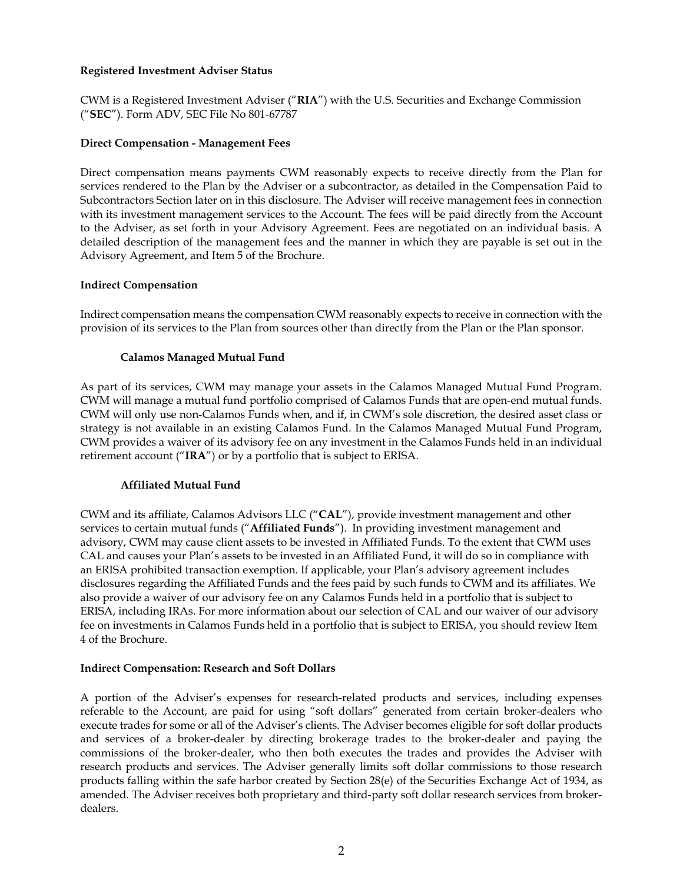**Registered Investment Adviser Status**

CWM is a Registered Investment Adviser ("**RIA**") with the U.S. Securities and Exchange Commission ("**SEC**"). Form ADV, SEC File No 801-67787

**Direct Compensation - Management Fees**

Direct compensation means payments CWM reasonably expects to receive directly from the Plan for services rendered to the Plan by the Adviser or a subcontractor, as detailed in the Compensation Paid to Subcontractors Section later on in this disclosure. The Adviser will receive management fees in connection with its investment management services to the Account. The fees will be paid directly from the Account to the Adviser, as set forth in your Advisory Agreement. Fees are negotiated on an individual basis. A detailed description of the management fees and the manner in which they are payable is set out in the Advisory Agreement, and Item 5 of the Brochure.

**Indirect Compensation**

Indirect compensation means the compensation CWM reasonably expects to receive in connection with the provision of its services to the Plan from sources other than directly from the Plan or the Plan sponsor.

**Calamos Managed Mutual Fund**

As part of its services, CWM may manage your assets in the Calamos Managed Mutual Fund Program. CWM will manage a mutual fund portfolio comprised of Calamos Funds that are open-end mutual funds. CWM will only use non-Calamos Funds when, and if, in CWM's sole discretion, the desired asset class or strategy is not available in an existing Calamos Fund. In the Calamos Managed Mutual Fund Program, CWM provides a waiver of its advisory fee on any investment in the Calamos Funds held in an individual retirement account ("**IRA**") or by a portfolio that is subject to ERISA.

**Affiliated Mutual Fund**

CWM and its affiliate, Calamos Advisors LLC ("**CAL**"), provide investment management and other services to certain mutual funds ("**Affiliated Funds**"). In providing investment management and advisory, CWM may cause client assets to be invested in Affiliated Funds. To the extent that CWM uses CAL and causes your Plan's assets to be invested in an Affiliated Fund, it will do so in compliance with an ERISA prohibited transaction exemption. If applicable, your Plan's advisory agreement includes disclosures regarding the Affiliated Funds and the fees paid by such funds to CWM and its affiliates. We also provide a waiver of our advisory fee on any Calamos Funds held in a portfolio that is subject to ERISA, including IRAs. For more information about our selection of CAL and our waiver of our advisory fee on investments in Calamos Funds held in a portfolio that is subject to ERISA, you should review Item 4 of the Brochure.

**Indirect Compensation: Research and Soft Dollars**

A portion of the Adviser's expenses for research-related products and services, including expenses referable to the Account, are paid for using "soft dollars" generated from certain broker-dealers who execute trades for some or all of the Adviser's clients. The Adviser becomes eligible for soft dollar products and services of a broker-dealer by directing brokerage trades to the broker-dealer and paying the commissions of the broker-dealer, who then both executes the trades and provides the Adviser with research products and services. The Adviser generally limits soft dollar commissions to those research products falling within the safe harbor created by Section 28(e) of the Securities Exchange Act of 1934, as amended. The Adviser receives both proprietary and third-party soft dollar research services from broker-dealers.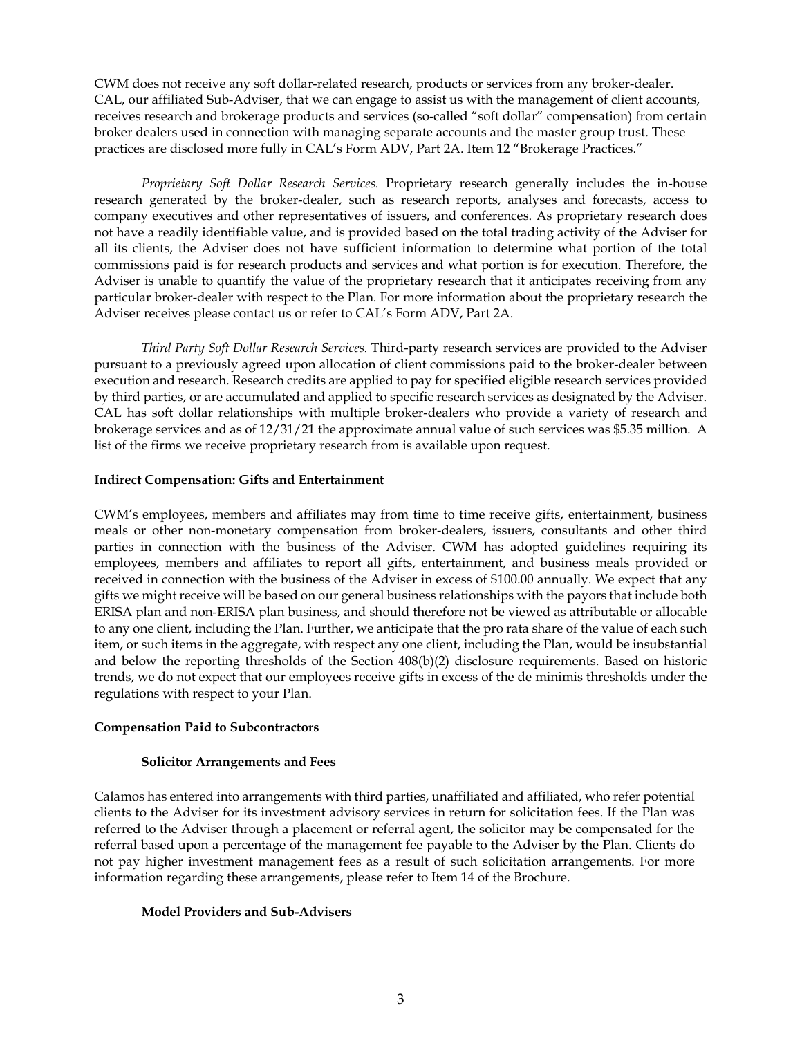CWM does not receive any soft dollar-related research, products or services from any broker-dealer. CAL, our affiliated Sub-Adviser, that we can engage to assist us with the management of client accounts, receives research and brokerage products and services (so-called "soft dollar" compensation) from certain broker dealers used in connection with managing separate accounts and the master group trust. These practices are disclosed more fully in CAL's Form ADV, Part 2A. Item 12 "Brokerage Practices."

*Proprietary Soft Dollar Research Services.* Proprietary research generally includes the in-house research generated by the broker-dealer, such as research reports, analyses and forecasts, access to company executives and other representatives of issuers, and conferences. As proprietary research does not have a readily identifiable value, and is provided based on the total trading activity of the Adviser for all its clients, the Adviser does not have sufficient information to determine what portion of the total commissions paid is for research products and services and what portion is for execution. Therefore, the Adviser is unable to quantify the value of the proprietary research that it anticipates receiving from any particular broker-dealer with respect to the Plan. For more information about the proprietary research the Adviser receives please contact us or refer to CAL's Form ADV, Part 2A.

*Third Party Soft Dollar Research Services.* Third-party research services are provided to the Adviser pursuant to a previously agreed upon allocation of client commissions paid to the broker-dealer between execution and research. Research credits are applied to pay for specified eligible research services provided by third parties, or are accumulated and applied to specific research services as designated by the Adviser. CAL has soft dollar relationships with multiple broker-dealers who provide a variety of research and brokerage services and as of 12/31/21 the approximate annual value of such services was $5.35 million. A list of the firms we receive proprietary research from is available upon request.

**Indirect Compensation: Gifts and Entertainment**

CWM's employees, members and affiliates may from time to time receive gifts, entertainment, business meals or other non-monetary compensation from broker-dealers, issuers, consultants and other third parties in connection with the business of the Adviser. CWM has adopted guidelines requiring its employees, members and affiliates to report all gifts, entertainment, and business meals provided or received in connection with the business of the Adviser in excess of $100.00 annually. We expect that any gifts we might receive will be based on our general business relationships with the payors that include both ERISA plan and non-ERISA plan business, and should therefore not be viewed as attributable or allocable to any one client, including the Plan. Further, we anticipate that the pro rata share of the value of each such item, or such items in the aggregate, with respect any one client, including the Plan, would be insubstantial and below the reporting thresholds of the Section 408(b)(2) disclosure requirements. Based on historic trends, we do not expect that our employees receive gifts in excess of the de minimis thresholds under the regulations with respect to your Plan.

**Compensation Paid to Subcontractors**

**Solicitor Arrangements and Fees**

Calamos has entered into arrangements with third parties, unaffiliated and affiliated, who refer potential clients to the Adviser for its investment advisory services in return for solicitation fees. If the Plan was referred to the Adviser through a placement or referral agent, the solicitor may be compensated for the referral based upon a percentage of the management fee payable to the Adviser by the Plan. Clients do not pay higher investment management fees as a result of such solicitation arrangements. For more information regarding these arrangements, please refer to Item 14 of the Brochure.

**Model Providers and Sub-Advisers**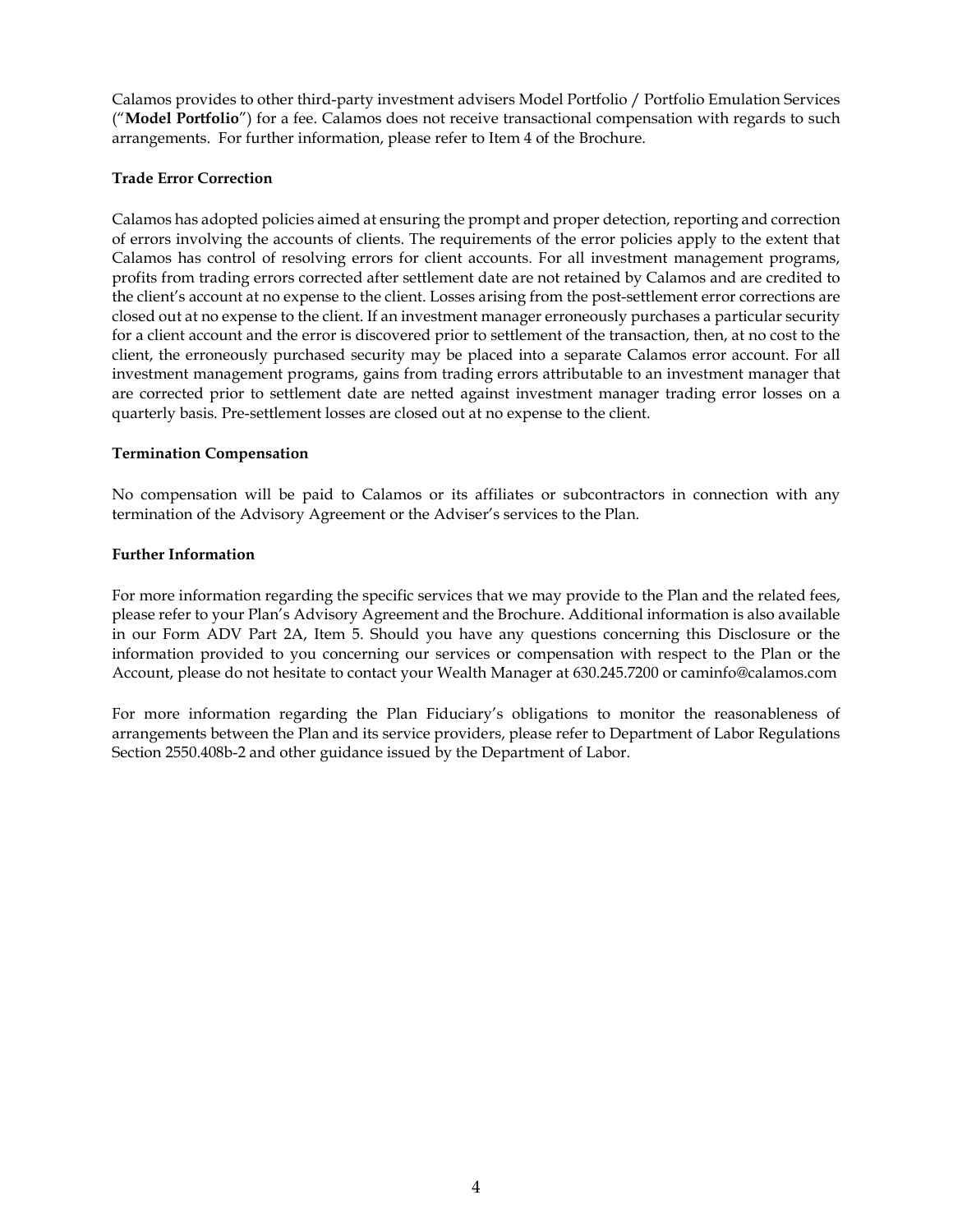Calamos provides to other third-party investment advisers Model Portfolio / Portfolio Emulation Services ("**Model Portfolio**") for a fee. Calamos does not receive transactional compensation with regards to such arrangements. For further information, please refer to Item 4 of the Brochure.

**Trade Error Correction**

Calamos has adopted policies aimed at ensuring the prompt and proper detection, reporting and correction of errors involving the accounts of clients. The requirements of the error policies apply to the extent that Calamos has control of resolving errors for client accounts. For all investment management programs, profits from trading errors corrected after settlement date are not retained by Calamos and are credited to the client's account at no expense to the client. Losses arising from the post-settlement error corrections are closed out at no expense to the client. If an investment manager erroneously purchases a particular security for a client account and the error is discovered prior to settlement of the transaction, then, at no cost to the client, the erroneously purchased security may be placed into a separate Calamos error account. For all investment management programs, gains from trading errors attributable to an investment manager that are corrected prior to settlement date are netted against investment manager trading error losses on a quarterly basis. Pre-settlement losses are closed out at no expense to the client.

**Termination Compensation**

No compensation will be paid to Calamos or its affiliates or subcontractors in connection with any termination of the Advisory Agreement or the Adviser's services to the Plan.

**Further Information**

For more information regarding the specific services that we may provide to the Plan and the related fees, please refer to your Plan's Advisory Agreement and the Brochure. Additional information is also available in our Form ADV Part 2A, Item 5. Should you have any questions concerning this Disclosure or the information provided to you concerning our services or compensation with respect to the Plan or the Account, please do not hesitate to contact your Wealth Manager at 630.245.7200 or caminfo@calamos.com

For more information regarding the Plan Fiduciary's obligations to monitor the reasonableness of arrangements between the Plan and its service providers, please refer to Department of Labor Regulations Section 2550.408b-2 and other guidance issued by the Department of Labor.